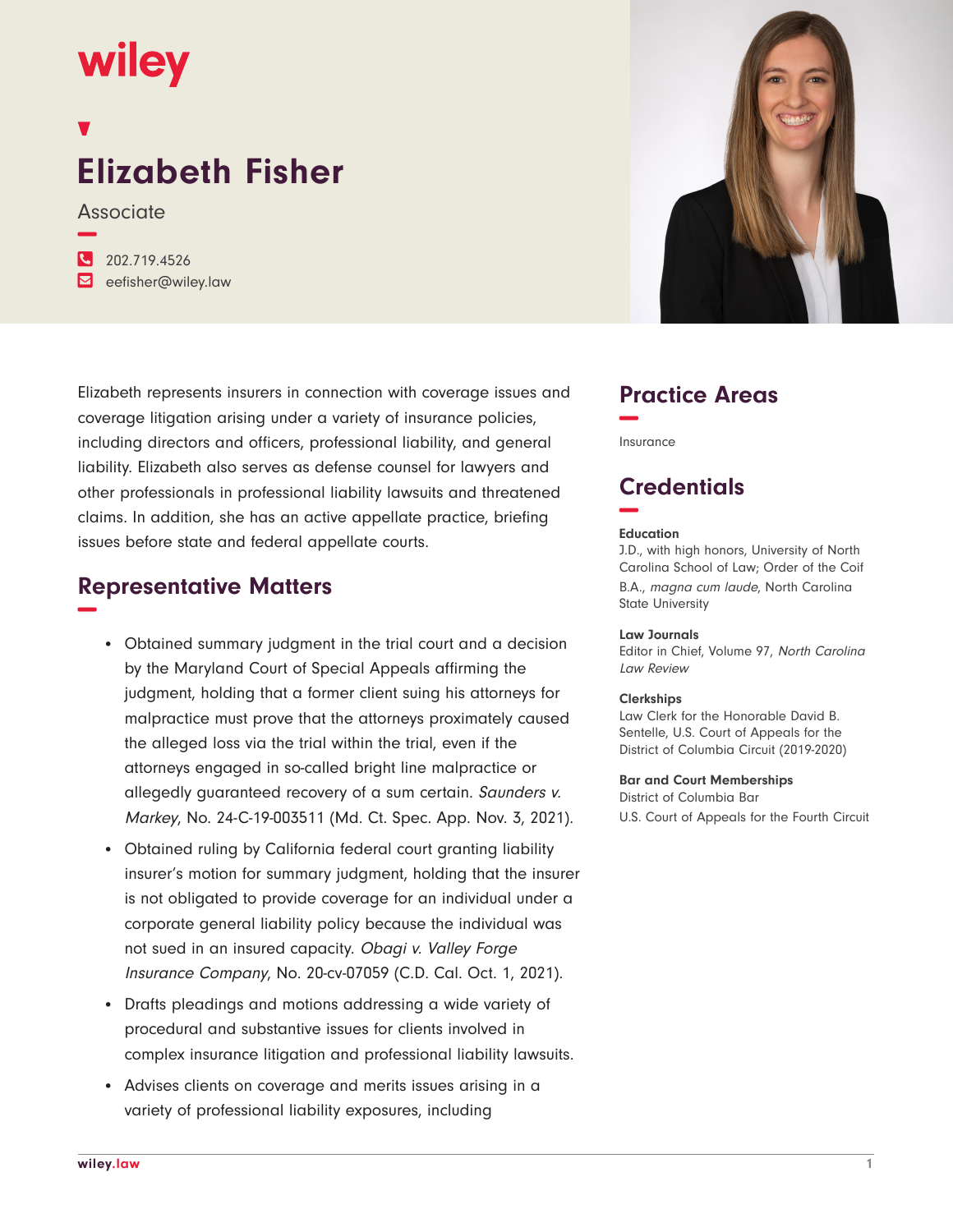wiley

# Elizabeth Fisher

Associate

202.719.4526
eefisher@wiley.law

Elizabeth represents insurers in connection with coverage issues and coverage litigation arising under a variety of insurance policies, including directors and officers, professional liability, and general liability. Elizabeth also serves as defense counsel for lawyers and other professionals in professional liability lawsuits and threatened claims. In addition, she has an active appellate practice, briefing issues before state and federal appellate courts.

## Representative Matters

- Obtained summary judgment in the trial court and a decision by the Maryland Court of Special Appeals affirming the judgment, holding that a former client suing his attorneys for malpractice must prove that the attorneys proximately caused the alleged loss via the trial within the trial, even if the attorneys engaged in so-called bright line malpractice or allegedly guaranteed recovery of a sum certain. *Saunders v. Markey*, No. 24-C-19-003511 (Md. Ct. Spec. App. Nov. 3, 2021).
- Obtained ruling by California federal court granting liability insurer's motion for summary judgment, holding that the insurer is not obligated to provide coverage for an individual under a corporate general liability policy because the individual was not sued in an insured capacity. *Obagi v. Valley Forge Insurance Company*, No. 20-cv-07059 (C.D. Cal. Oct. 1, 2021).
- Drafts pleadings and motions addressing a wide variety of procedural and substantive issues for clients involved in complex insurance litigation and professional liability lawsuits.
- Advises clients on coverage and merits issues arising in a variety of professional liability exposures, including

## Practice Areas

Insurance

## Credentials

### Education

J.D., with high honors, University of North Carolina School of Law; Order of the Coif

B.A., *magna cum laude*, North Carolina State University

### Law Journals

Editor in Chief, Volume 97, *North Carolina Law Review*

### Clerkships

Law Clerk for the Honorable David B. Sentelle, U.S. Court of Appeals for the District of Columbia Circuit (2019-2020)

### Bar and Court Memberships

District of Columbia Bar

U.S. Court of Appeals for the Fourth Circuit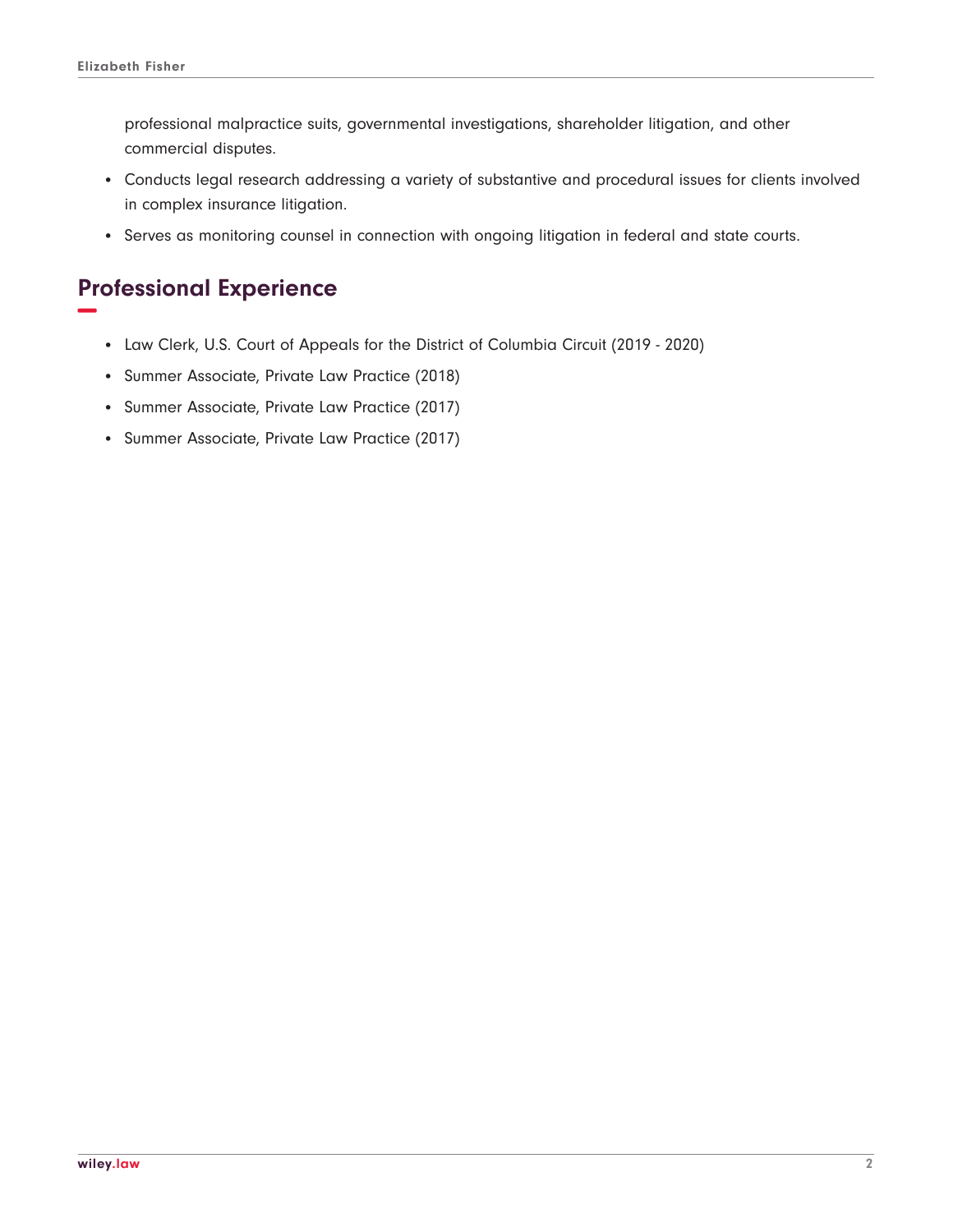professional malpractice suits, governmental investigations, shareholder litigation, and other commercial disputes.

- Conducts legal research addressing a variety of substantive and procedural issues for clients involved in complex insurance litigation.
- Serves as monitoring counsel in connection with ongoing litigation in federal and state courts.

## Professional Experience

- Law Clerk, U.S. Court of Appeals for the District of Columbia Circuit (2019 - 2020)
- Summer Associate, Private Law Practice (2018)
- Summer Associate, Private Law Practice (2017)
- Summer Associate, Private Law Practice (2017)